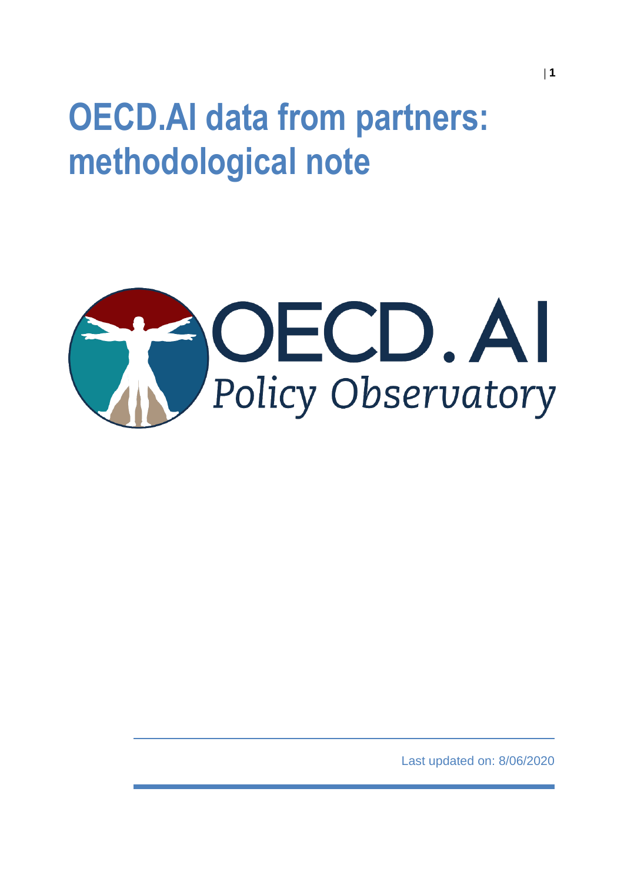# OECD.AI data from partners: methodological note

OECD.AI
Policy Observatory

Last updated on: 8/06/2020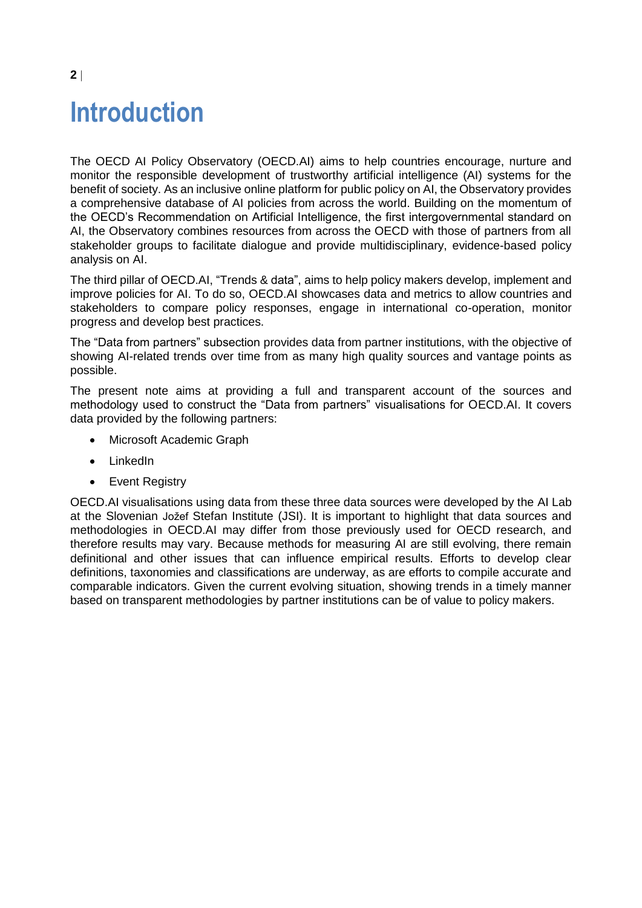# Introduction

The OECD AI Policy Observatory (OECD.AI) aims to help countries encourage, nurture and monitor the responsible development of trustworthy artificial intelligence (AI) systems for the benefit of society. As an inclusive online platform for public policy on AI, the Observatory provides a comprehensive database of AI policies from across the world. Building on the momentum of the OECD's Recommendation on Artificial Intelligence, the first intergovernmental standard on AI, the Observatory combines resources from across the OECD with those of partners from all stakeholder groups to facilitate dialogue and provide multidisciplinary, evidence-based policy analysis on AI.

The third pillar of OECD.AI, "Trends & data", aims to help policy makers develop, implement and improve policies for AI. To do so, OECD.AI showcases data and metrics to allow countries and stakeholders to compare policy responses, engage in international co-operation, monitor progress and develop best practices.

The "Data from partners" subsection provides data from partner institutions, with the objective of showing AI-related trends over time from as many high quality sources and vantage points as possible.

The present note aims at providing a full and transparent account of the sources and methodology used to construct the "Data from partners" visualisations for OECD.AI. It covers data provided by the following partners:

- Microsoft Academic Graph
- LinkedIn
- Event Registry

OECD.AI visualisations using data from these three data sources were developed by the AI Lab at the Slovenian Jožef Stefan Institute (JSI). It is important to highlight that data sources and methodologies in OECD.AI may differ from those previously used for OECD research, and therefore results may vary. Because methods for measuring AI are still evolving, there remain definitional and other issues that can influence empirical results. Efforts to develop clear definitions, taxonomies and classifications are underway, as are efforts to compile accurate and comparable indicators. Given the current evolving situation, showing trends in a timely manner based on transparent methodologies by partner institutions can be of value to policy makers.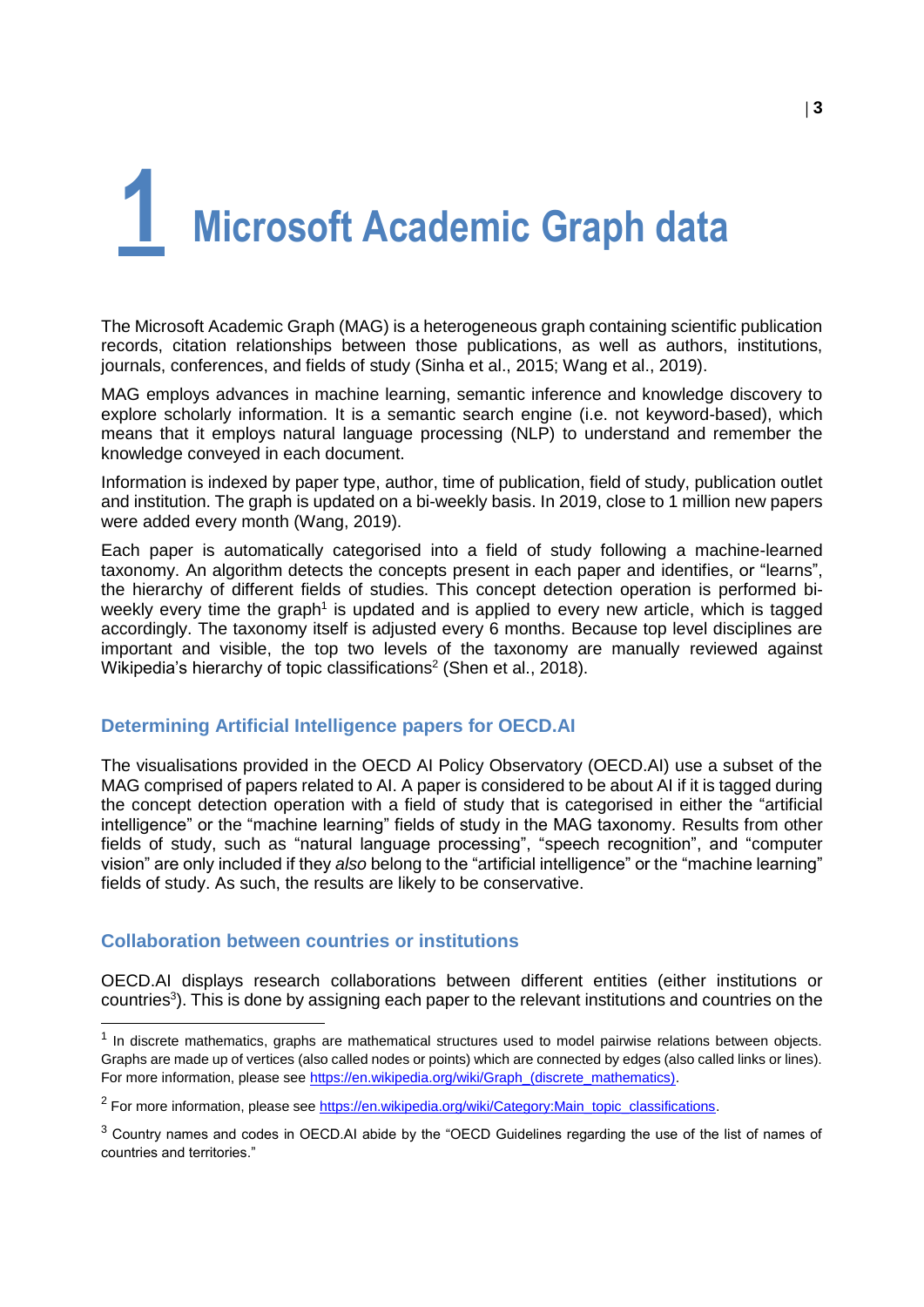# 1 Microsoft Academic Graph data

The Microsoft Academic Graph (MAG) is a heterogeneous graph containing scientific publication records, citation relationships between those publications, as well as authors, institutions, journals, conferences, and fields of study (Sinha et al., 2015; Wang et al., 2019).

MAG employs advances in machine learning, semantic inference and knowledge discovery to explore scholarly information. It is a semantic search engine (i.e. not keyword-based), which means that it employs natural language processing (NLP) to understand and remember the knowledge conveyed in each document.

Information is indexed by paper type, author, time of publication, field of study, publication outlet and institution. The graph is updated on a bi-weekly basis. In 2019, close to 1 million new papers were added every month (Wang, 2019).

Each paper is automatically categorised into a field of study following a machine-learned taxonomy. An algorithm detects the concepts present in each paper and identifies, or "learns", the hierarchy of different fields of studies. This concept detection operation is performed bi-weekly every time the graph[1] is updated and is applied to every new article, which is tagged accordingly. The taxonomy itself is adjusted every 6 months. Because top level disciplines are important and visible, the top two levels of the taxonomy are manually reviewed against Wikipedia's hierarchy of topic classifications[2] (Shen et al., 2018).

## Determining Artificial Intelligence papers for OECD.AI

The visualisations provided in the OECD AI Policy Observatory (OECD.AI) use a subset of the MAG comprised of papers related to AI. A paper is considered to be about AI if it is tagged during the concept detection operation with a field of study that is categorised in either the "artificial intelligence" or the "machine learning" fields of study in the MAG taxonomy. Results from other fields of study, such as "natural language processing", "speech recognition", and "computer vision" are only included if they *also* belong to the "artificial intelligence" or the "machine learning" fields of study. As such, the results are likely to be conservative.

## Collaboration between countries or institutions

OECD.AI displays research collaborations between different entities (either institutions or countries[3]). This is done by assigning each paper to the relevant institutions and countries on the

---

[1] In discrete mathematics, graphs are mathematical structures used to model pairwise relations between objects. Graphs are made up of vertices (also called nodes or points) which are connected by edges (also called links or lines). For more information, please see https://en.wikipedia.org/wiki/Graph_(discrete_mathematics).

[2] For more information, please see https://en.wikipedia.org/wiki/Category:Main_topic_classifications.

[3] Country names and codes in OECD.AI abide by the "OECD Guidelines regarding the use of the list of names of countries and territories."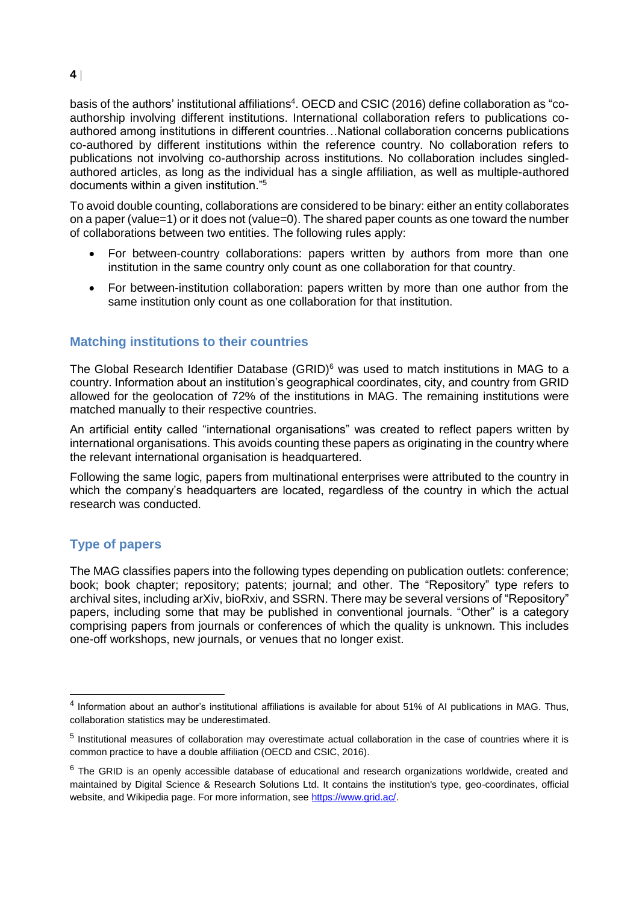basis of the authors' institutional affiliations[4]. OECD and CSIC (2016) define collaboration as "co-authorship involving different institutions. International collaboration refers to publications co-authored among institutions in different countries…National collaboration concerns publications co-authored by different institutions within the reference country. No collaboration refers to publications not involving co-authorship across institutions. No collaboration includes singled-authored articles, as long as the individual has a single affiliation, as well as multiple-authored documents within a given institution."[5]

To avoid double counting, collaborations are considered to be binary: either an entity collaborates on a paper (value=1) or it does not (value=0). The shared paper counts as one toward the number of collaborations between two entities. The following rules apply:

- For between-country collaborations: papers written by authors from more than one institution in the same country only count as one collaboration for that country.
- For between-institution collaboration: papers written by more than one author from the same institution only count as one collaboration for that institution.

### Matching institutions to their countries

The Global Research Identifier Database (GRID)[6] was used to match institutions in MAG to a country. Information about an institution's geographical coordinates, city, and country from GRID allowed for the geolocation of 72% of the institutions in MAG. The remaining institutions were matched manually to their respective countries.

An artificial entity called "international organisations" was created to reflect papers written by international organisations. This avoids counting these papers as originating in the country where the relevant international organisation is headquartered.

Following the same logic, papers from multinational enterprises were attributed to the country in which the company's headquarters are located, regardless of the country in which the actual research was conducted.

### Type of papers

The MAG classifies papers into the following types depending on publication outlets: conference; book; book chapter; repository; patents; journal; and other. The "Repository" type refers to archival sites, including arXiv, bioRxiv, and SSRN. There may be several versions of "Repository" papers, including some that may be published in conventional journals. "Other" is a category comprising papers from journals or conferences of which the quality is unknown. This includes one-off workshops, new journals, or venues that no longer exist.

---

[4] Information about an author's institutional affiliations is available for about 51% of AI publications in MAG. Thus, collaboration statistics may be underestimated.

[5] Institutional measures of collaboration may overestimate actual collaboration in the case of countries where it is common practice to have a double affiliation (OECD and CSIC, 2016).

[6] The GRID is an openly accessible database of educational and research organizations worldwide, created and maintained by Digital Science & Research Solutions Ltd. It contains the institution's type, geo-coordinates, official website, and Wikipedia page. For more information, see https://www.grid.ac/.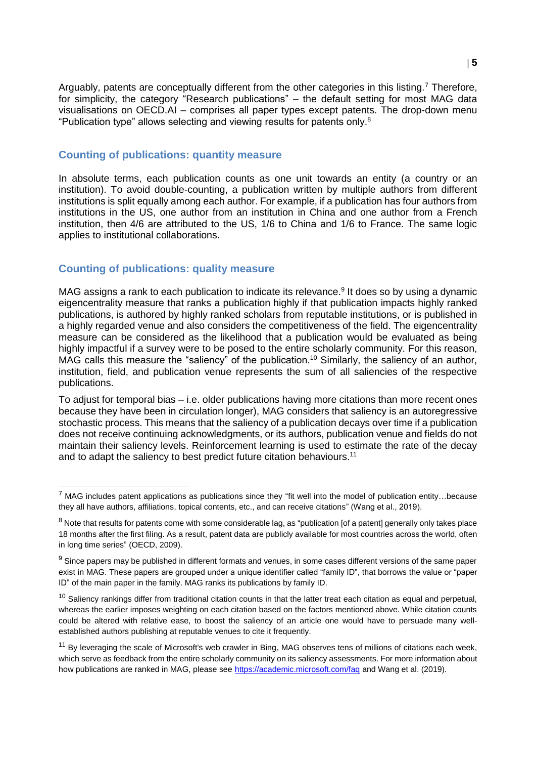Arguably, patents are conceptually different from the other categories in this listing.[7] Therefore, for simplicity, the category “Research publications” – the default setting for most MAG data visualisations on OECD.AI – comprises all paper types except patents. The drop-down menu “Publication type” allows selecting and viewing results for patents only.[8]

## Counting of publications: quantity measure

In absolute terms, each publication counts as one unit towards an entity (a country or an institution). To avoid double-counting, a publication written by multiple authors from different institutions is split equally among each author. For example, if a publication has four authors from institutions in the US, one author from an institution in China and one author from a French institution, then 4/6 are attributed to the US, 1/6 to China and 1/6 to France. The same logic applies to institutional collaborations.

## Counting of publications: quality measure

MAG assigns a rank to each publication to indicate its relevance.[9] It does so by using a dynamic eigencentrality measure that ranks a publication highly if that publication impacts highly ranked publications, is authored by highly ranked scholars from reputable institutions, or is published in a highly regarded venue and also considers the competitiveness of the field. The eigencentrality measure can be considered as the likelihood that a publication would be evaluated as being highly impactful if a survey were to be posed to the entire scholarly community. For this reason, MAG calls this measure the “saliency” of the publication.[10] Similarly, the saliency of an author, institution, field, and publication venue represents the sum of all saliencies of the respective publications.

To adjust for temporal bias – i.e. older publications having more citations than more recent ones because they have been in circulation longer), MAG considers that saliency is an autoregressive stochastic process. This means that the saliency of a publication decays over time if a publication does not receive continuing acknowledgments, or its authors, publication venue and fields do not maintain their saliency levels. Reinforcement learning is used to estimate the rate of the decay and to adapt the saliency to best predict future citation behaviours.[11]

---

[7] MAG includes patent applications as publications since they “fit well into the model of publication entity…because they all have authors, affiliations, topical contents, etc., and can receive citations” (Wang et al., 2019).

[8] Note that results for patents come with some considerable lag, as “publication [of a patent] generally only takes place 18 months after the first filing. As a result, patent data are publicly available for most countries across the world, often in long time series” (OECD, 2009).

[9] Since papers may be published in different formats and venues, in some cases different versions of the same paper exist in MAG. These papers are grouped under a unique identifier called “family ID”, that borrows the value or “paper ID” of the main paper in the family. MAG ranks its publications by family ID.

[10] Saliency rankings differ from traditional citation counts in that the latter treat each citation as equal and perpetual, whereas the earlier imposes weighting on each citation based on the factors mentioned above. While citation counts could be altered with relative ease, to boost the saliency of an article one would have to persuade many well-established authors publishing at reputable venues to cite it frequently.

[11] By leveraging the scale of Microsoft's web crawler in Bing, MAG observes tens of millions of citations each week, which serve as feedback from the entire scholarly community on its saliency assessments. For more information about how publications are ranked in MAG, please see https://academic.microsoft.com/faq and Wang et al. (2019).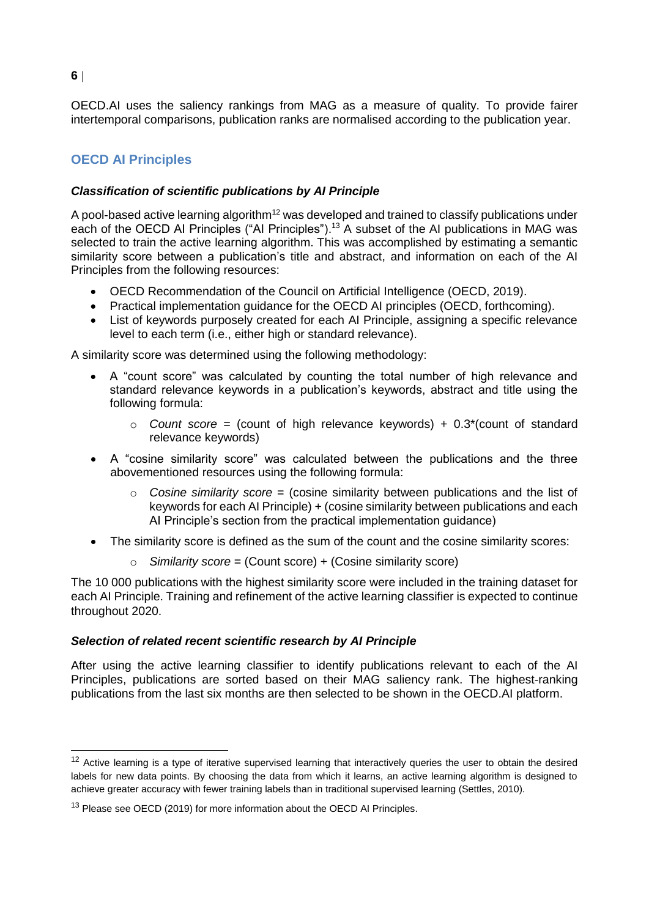OECD.AI uses the saliency rankings from MAG as a measure of quality. To provide fairer intertemporal comparisons, publication ranks are normalised according to the publication year.

## OECD AI Principles

### *Classification of scientific publications by AI Principle*

A pool-based active learning algorithm[12] was developed and trained to classify publications under each of the OECD AI Principles ("AI Principles").[13] A subset of the AI publications in MAG was selected to train the active learning algorithm. This was accomplished by estimating a semantic similarity score between a publication's title and abstract, and information on each of the AI Principles from the following resources:

- OECD Recommendation of the Council on Artificial Intelligence (OECD, 2019).
- Practical implementation guidance for the OECD AI principles (OECD, forthcoming).
- List of keywords purposely created for each AI Principle, assigning a specific relevance level to each term (i.e., either high or standard relevance).

A similarity score was determined using the following methodology:

- A "count score" was calculated by counting the total number of high relevance and standard relevance keywords in a publication's keywords, abstract and title using the following formula:
  - *Count score* = (count of high relevance keywords) + 0.3*(count of standard relevance keywords)
- A "cosine similarity score" was calculated between the publications and the three abovementioned resources using the following formula:
  - *Cosine similarity score* = (cosine similarity between publications and the list of keywords for each AI Principle) + (cosine similarity between publications and each AI Principle's section from the practical implementation guidance)
- The similarity score is defined as the sum of the count and the cosine similarity scores:
  - *Similarity score* = (Count score) + (Cosine similarity score)

The 10 000 publications with the highest similarity score were included in the training dataset for each AI Principle. Training and refinement of the active learning classifier is expected to continue throughout 2020.

### *Selection of related recent scientific research by AI Principle*

After using the active learning classifier to identify publications relevant to each of the AI Principles, publications are sorted based on their MAG saliency rank. The highest-ranking publications from the last six months are then selected to be shown in the OECD.AI platform.

---

[12] Active learning is a type of iterative supervised learning that interactively queries the user to obtain the desired labels for new data points. By choosing the data from which it learns, an active learning algorithm is designed to achieve greater accuracy with fewer training labels than in traditional supervised learning (Settles, 2010).

[13] Please see OECD (2019) for more information about the OECD AI Principles.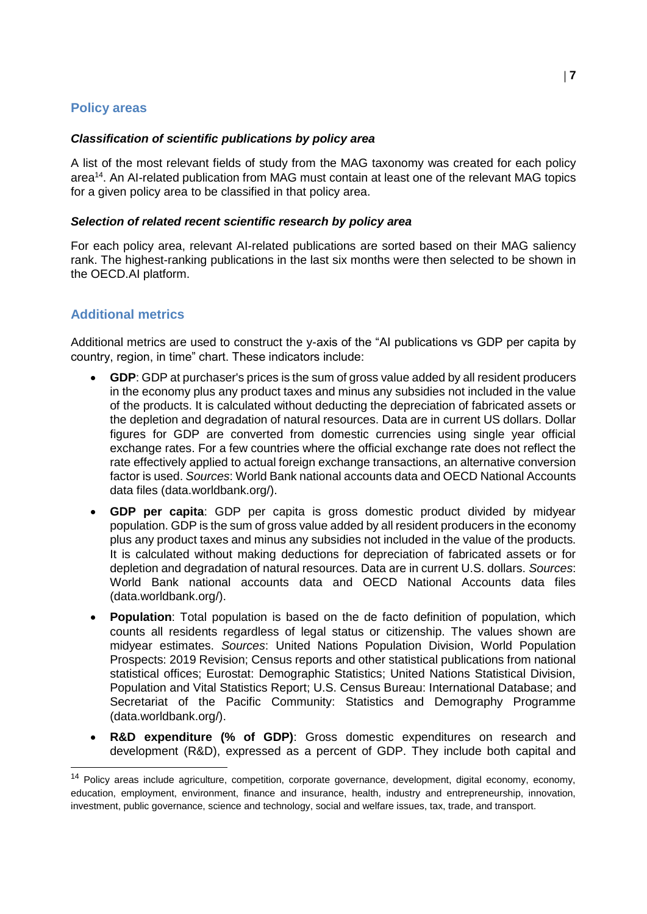## Policy areas

### *Classification of scientific publications by policy area*

A list of the most relevant fields of study from the MAG taxonomy was created for each policy area[14]. An AI-related publication from MAG must contain at least one of the relevant MAG topics for a given policy area to be classified in that policy area.

### *Selection of related recent scientific research by policy area*

For each policy area, relevant AI-related publications are sorted based on their MAG saliency rank. The highest-ranking publications in the last six months were then selected to be shown in the OECD.AI platform.

## Additional metrics

Additional metrics are used to construct the y-axis of the "AI publications vs GDP per capita by country, region, in time" chart. These indicators include:

- **GDP**: GDP at purchaser's prices is the sum of gross value added by all resident producers in the economy plus any product taxes and minus any subsidies not included in the value of the products. It is calculated without deducting the depreciation of fabricated assets or the depletion and degradation of natural resources. Data are in current US dollars. Dollar figures for GDP are converted from domestic currencies using single year official exchange rates. For a few countries where the official exchange rate does not reflect the rate effectively applied to actual foreign exchange transactions, an alternative conversion factor is used. *Sources*: World Bank national accounts data and OECD National Accounts data files (data.worldbank.org/).
- **GDP per capita**: GDP per capita is gross domestic product divided by midyear population. GDP is the sum of gross value added by all resident producers in the economy plus any product taxes and minus any subsidies not included in the value of the products. It is calculated without making deductions for depreciation of fabricated assets or for depletion and degradation of natural resources. Data are in current U.S. dollars. *Sources*: World Bank national accounts data and OECD National Accounts data files (data.worldbank.org/).
- **Population**: Total population is based on the de facto definition of population, which counts all residents regardless of legal status or citizenship. The values shown are midyear estimates. *Sources*: United Nations Population Division, World Population Prospects: 2019 Revision; Census reports and other statistical publications from national statistical offices; Eurostat: Demographic Statistics; United Nations Statistical Division, Population and Vital Statistics Report; U.S. Census Bureau: International Database; and Secretariat of the Pacific Community: Statistics and Demography Programme (data.worldbank.org/).
- **R&D expenditure (% of GDP)**: Gross domestic expenditures on research and development (R&D), expressed as a percent of GDP. They include both capital and

[14] Policy areas include agriculture, competition, corporate governance, development, digital economy, economy, education, employment, environment, finance and insurance, health, industry and entrepreneurship, innovation, investment, public governance, science and technology, social and welfare issues, tax, trade, and transport.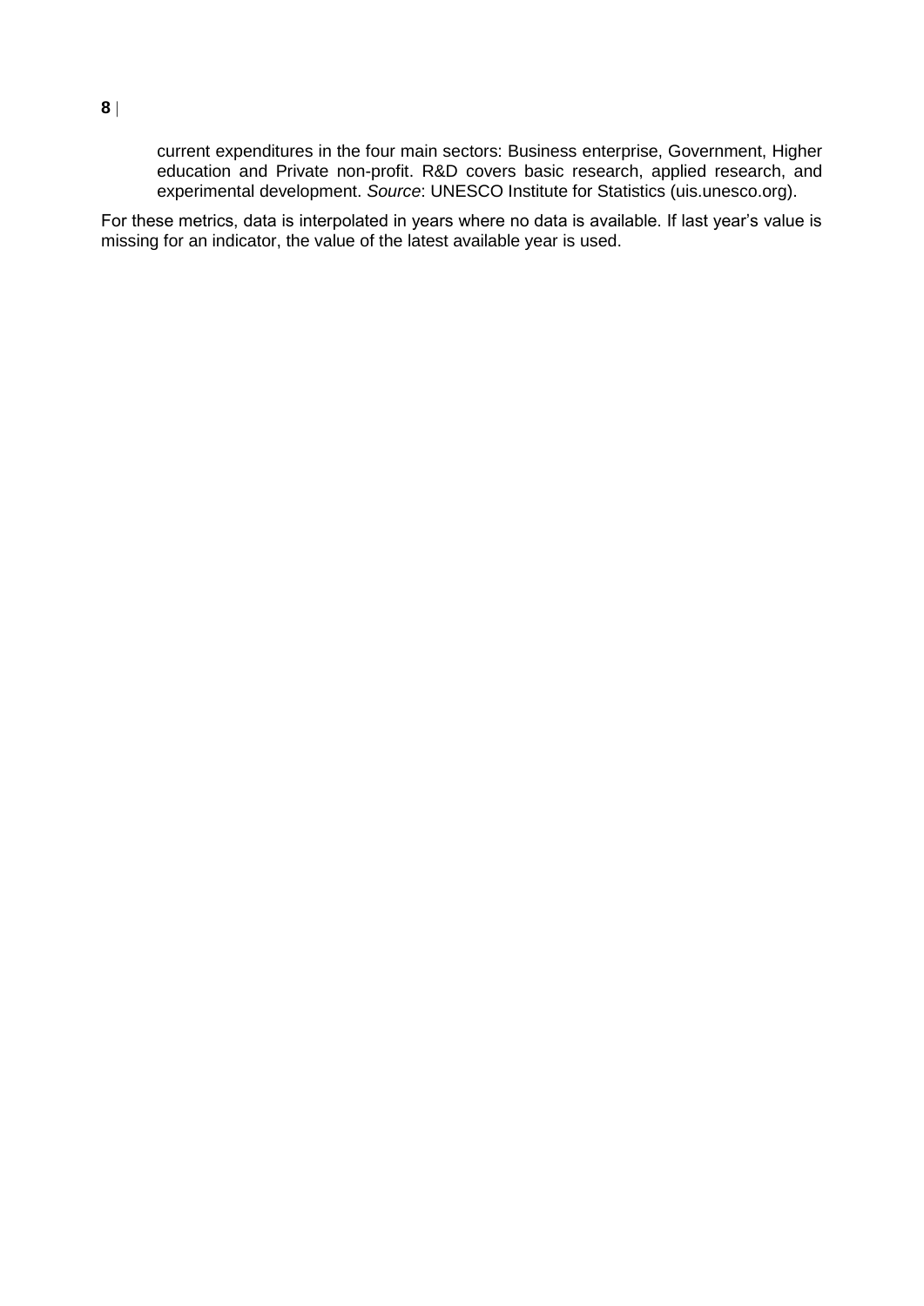current expenditures in the four main sectors: Business enterprise, Government, Higher education and Private non-profit. R&D covers basic research, applied research, and experimental development. *Source*: UNESCO Institute for Statistics (uis.unesco.org).

For these metrics, data is interpolated in years where no data is available. If last year's value is missing for an indicator, the value of the latest available year is used.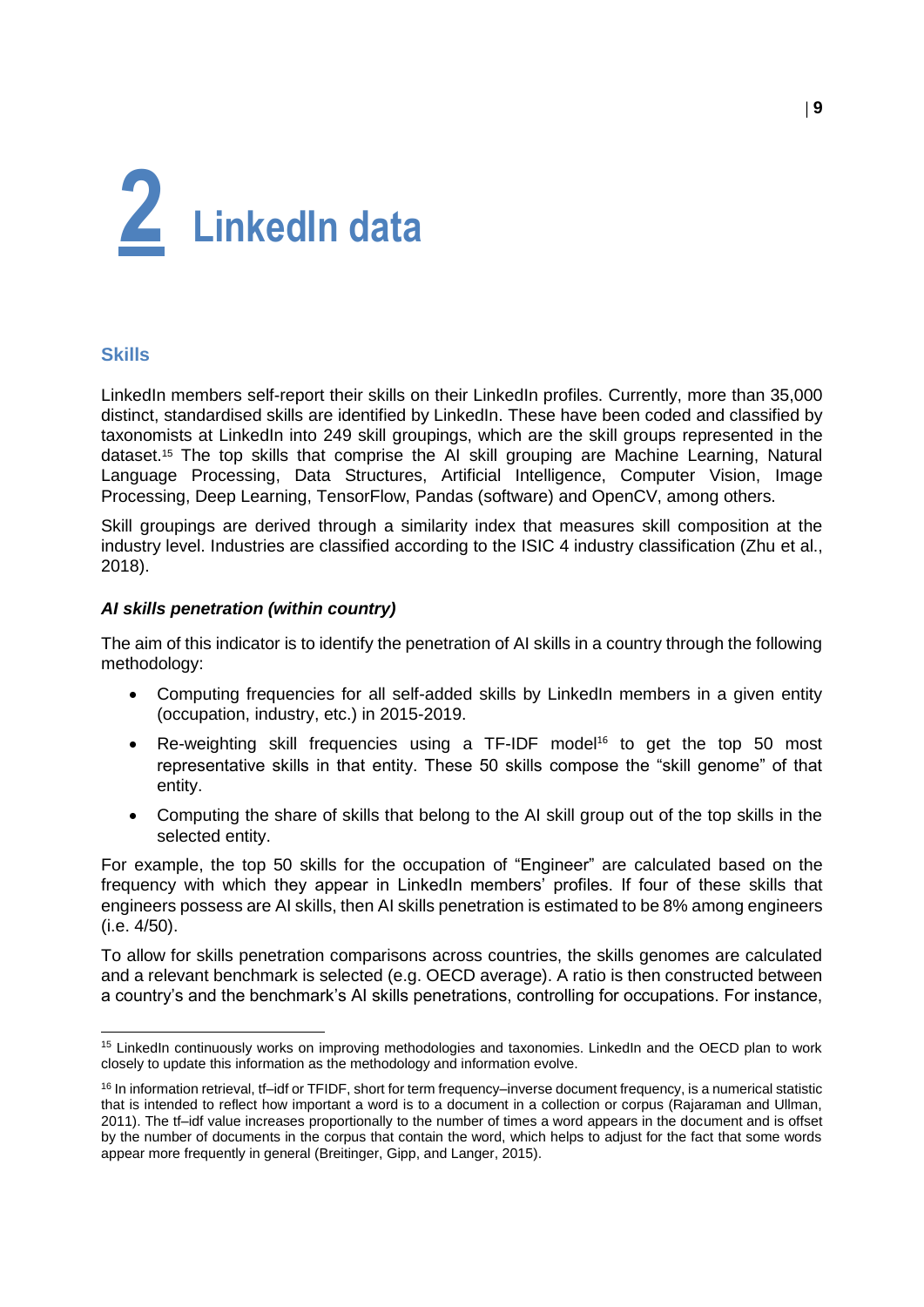# 2 LinkedIn data

## Skills

LinkedIn members self-report their skills on their LinkedIn profiles. Currently, more than 35,000 distinct, standardised skills are identified by LinkedIn. These have been coded and classified by taxonomists at LinkedIn into 249 skill groupings, which are the skill groups represented in the dataset.[15] The top skills that comprise the AI skill grouping are Machine Learning, Natural Language Processing, Data Structures, Artificial Intelligence, Computer Vision, Image Processing, Deep Learning, TensorFlow, Pandas (software) and OpenCV, among others.

Skill groupings are derived through a similarity index that measures skill composition at the industry level. Industries are classified according to the ISIC 4 industry classification (Zhu et al., 2018).

### *AI skills penetration (within country)*

The aim of this indicator is to identify the penetration of AI skills in a country through the following methodology:

- Computing frequencies for all self-added skills by LinkedIn members in a given entity (occupation, industry, etc.) in 2015-2019.
- Re-weighting skill frequencies using a TF-IDF model[16] to get the top 50 most representative skills in that entity. These 50 skills compose the "skill genome" of that entity.
- Computing the share of skills that belong to the AI skill group out of the top skills in the selected entity.

For example, the top 50 skills for the occupation of "Engineer" are calculated based on the frequency with which they appear in LinkedIn members' profiles. If four of these skills that engineers possess are AI skills, then AI skills penetration is estimated to be 8% among engineers (i.e. 4/50).

To allow for skills penetration comparisons across countries, the skills genomes are calculated and a relevant benchmark is selected (e.g. OECD average). A ratio is then constructed between a country's and the benchmark's AI skills penetrations, controlling for occupations. For instance,

---

[15] LinkedIn continuously works on improving methodologies and taxonomies. LinkedIn and the OECD plan to work closely to update this information as the methodology and information evolve.

[16] In information retrieval, tf–idf or TFIDF, short for term frequency–inverse document frequency, is a numerical statistic that is intended to reflect how important a word is to a document in a collection or corpus (Rajaraman and Ullman, 2011). The tf–idf value increases proportionally to the number of times a word appears in the document and is offset by the number of documents in the corpus that contain the word, which helps to adjust for the fact that some words appear more frequently in general (Breitinger, Gipp, and Langer, 2015).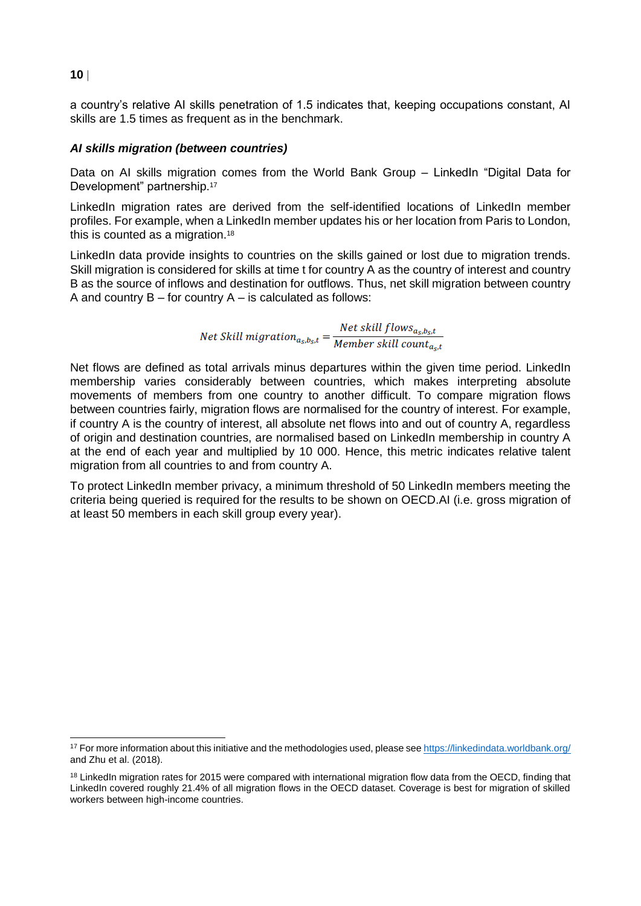a country's relative AI skills penetration of 1.5 indicates that, keeping occupations constant, AI skills are 1.5 times as frequent as in the benchmark.

### *AI skills migration (between countries)*

Data on AI skills migration comes from the World Bank Group – LinkedIn "Digital Data for Development" partnership.[17]

LinkedIn migration rates are derived from the self-identified locations of LinkedIn member profiles. For example, when a LinkedIn member updates his or her location from Paris to London, this is counted as a migration.[18]

LinkedIn data provide insights to countries on the skills gained or lost due to migration trends. Skill migration is considered for skills at time t for country A as the country of interest and country B as the source of inflows and destination for outflows. Thus, net skill migration between country A and country B – for country A – is calculated as follows:

$$Net\ Skill\ migration_{a_s,b_s,t} = \frac{Net\ skill\ flows_{a_s,b_s,t}}{Member\ skill\ count_{a_s,t}}$$

Net flows are defined as total arrivals minus departures within the given time period. LinkedIn membership varies considerably between countries, which makes interpreting absolute movements of members from one country to another difficult. To compare migration flows between countries fairly, migration flows are normalised for the country of interest. For example, if country A is the country of interest, all absolute net flows into and out of country A, regardless of origin and destination countries, are normalised based on LinkedIn membership in country A at the end of each year and multiplied by 10 000. Hence, this metric indicates relative talent migration from all countries to and from country A.

To protect LinkedIn member privacy, a minimum threshold of 50 LinkedIn members meeting the criteria being queried is required for the results to be shown on OECD.AI (i.e. gross migration of at least 50 members in each skill group every year).

---

[17] For more information about this initiative and the methodologies used, please see https://linkedindata.worldbank.org/ and Zhu et al. (2018).

[18] LinkedIn migration rates for 2015 were compared with international migration flow data from the OECD, finding that LinkedIn covered roughly 21.4% of all migration flows in the OECD dataset. Coverage is best for migration of skilled workers between high-income countries.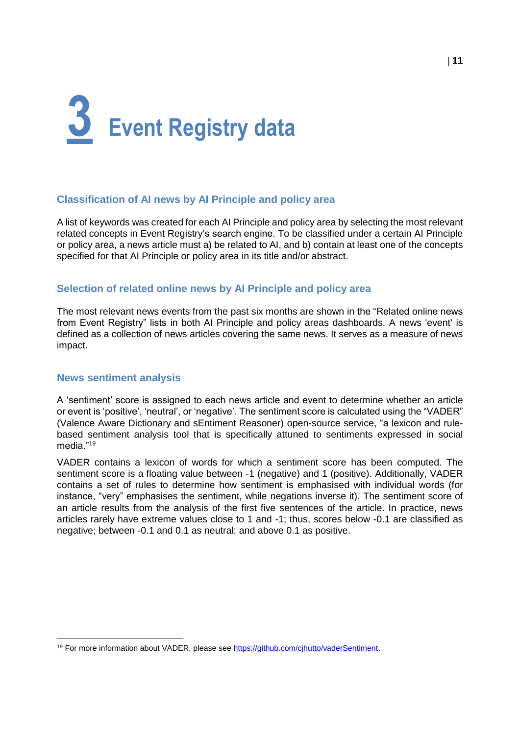# 3 Event Registry data

### Classification of AI news by AI Principle and policy area

A list of keywords was created for each AI Principle and policy area by selecting the most relevant related concepts in Event Registry's search engine. To be classified under a certain AI Principle or policy area, a news article must a) be related to AI, and b) contain at least one of the concepts specified for that AI Principle or policy area in its title and/or abstract.

### Selection of related online news by AI Principle and policy area

The most relevant news events from the past six months are shown in the "Related online news from Event Registry" lists in both AI Principle and policy areas dashboards. A news 'event' is defined as a collection of news articles covering the same news. It serves as a measure of news impact.

### News sentiment analysis

A 'sentiment' score is assigned to each news article and event to determine whether an article or event is 'positive', 'neutral', or 'negative'. The sentiment score is calculated using the "VADER" (Valence Aware Dictionary and sEntiment Reasoner) open-source service, "a lexicon and rule-based sentiment analysis tool that is specifically attuned to sentiments expressed in social media."[19]

VADER contains a lexicon of words for which a sentiment score has been computed. The sentiment score is a floating value between -1 (negative) and 1 (positive). Additionally, VADER contains a set of rules to determine how sentiment is emphasised with individual words (for instance, "very" emphasises the sentiment, while negations inverse it). The sentiment score of an article results from the analysis of the first five sentences of the article. In practice, news articles rarely have extreme values close to 1 and -1; thus, scores below -0.1 are classified as negative; between -0.1 and 0.1 as neutral; and above 0.1 as positive.

---

[19] For more information about VADER, please see https://github.com/cjhutto/vaderSentiment.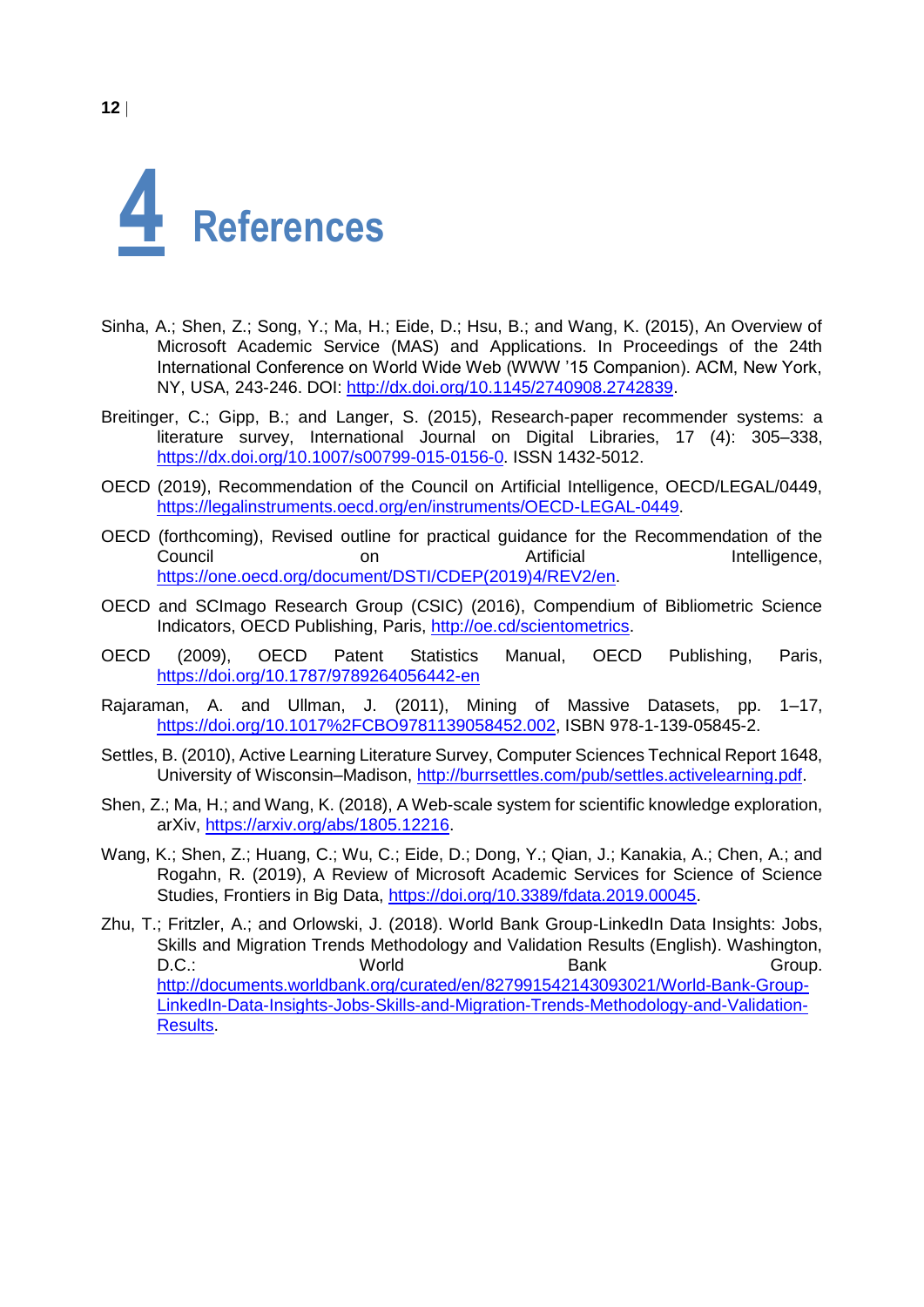# 4 References

Sinha, A.; Shen, Z.; Song, Y.; Ma, H.; Eide, D.; Hsu, B.; and Wang, K. (2015), An Overview of Microsoft Academic Service (MAS) and Applications. In Proceedings of the 24th International Conference on World Wide Web (WWW '15 Companion). ACM, New York, NY, USA, 243-246. DOI: http://dx.doi.org/10.1145/2740908.2742839.

Breitinger, C.; Gipp, B.; and Langer, S. (2015), Research-paper recommender systems: a literature survey, International Journal on Digital Libraries, 17 (4): 305–338, https://dx.doi.org/10.1007/s00799-015-0156-0. ISSN 1432-5012.

OECD (2019), Recommendation of the Council on Artificial Intelligence, OECD/LEGAL/0449, https://legalinstruments.oecd.org/en/instruments/OECD-LEGAL-0449.

OECD (forthcoming), Revised outline for practical guidance for the Recommendation of the Council on Artificial Intelligence, https://one.oecd.org/document/DSTI/CDEP(2019)4/REV2/en.

OECD and SCImago Research Group (CSIC) (2016), Compendium of Bibliometric Science Indicators, OECD Publishing, Paris, http://oe.cd/scientometrics.

OECD (2009), OECD Patent Statistics Manual, OECD Publishing, Paris, https://doi.org/10.1787/9789264056442-en

Rajaraman, A. and Ullman, J. (2011), Mining of Massive Datasets, pp. 1–17, https://doi.org/10.1017%2FCBO9781139058452.002, ISBN 978-1-139-05845-2.

Settles, B. (2010), Active Learning Literature Survey, Computer Sciences Technical Report 1648, University of Wisconsin–Madison, http://burrsettles.com/pub/settles.activelearning.pdf.

Shen, Z.; Ma, H.; and Wang, K. (2018), A Web-scale system for scientific knowledge exploration, arXiv, https://arxiv.org/abs/1805.12216.

Wang, K.; Shen, Z.; Huang, C.; Wu, C.; Eide, D.; Dong, Y.; Qian, J.; Kanakia, A.; Chen, A.; and Rogahn, R. (2019), A Review of Microsoft Academic Services for Science of Science Studies, Frontiers in Big Data, https://doi.org/10.3389/fdata.2019.00045.

Zhu, T.; Fritzler, A.; and Orlowski, J. (2018). World Bank Group-LinkedIn Data Insights: Jobs, Skills and Migration Trends Methodology and Validation Results (English). Washington, D.C.: World Bank Group. http://documents.worldbank.org/curated/en/827991542143093021/World-Bank-Group-LinkedIn-Data-Insights-Jobs-Skills-and-Migration-Trends-Methodology-and-Validation-Results.